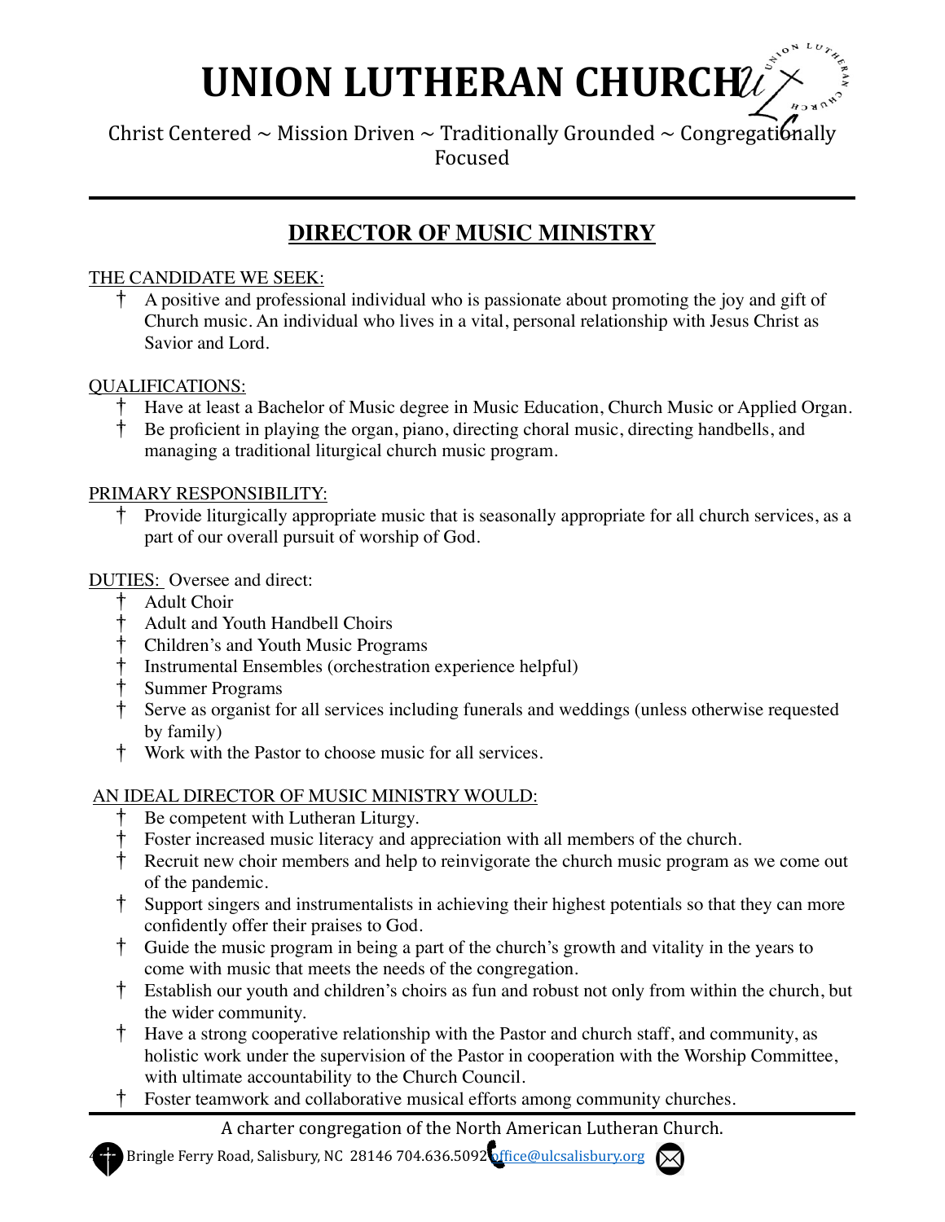# UNION LUTHERAN CHURCH

Christ Centered ~ Mission Driven ~ Traditionally Grounded ~ Congregationally Focused

---

## DIRECTOR OF MUSIC MINISTRY

THE CANDIDATE WE SEEK:

- † A positive and professional individual who is passionate about promoting the joy and gift of Church music. An individual who lives in a vital, personal relationship with Jesus Christ as Savior and Lord.

QUALIFICATIONS:

- † Have at least a Bachelor of Music degree in Music Education, Church Music or Applied Organ.
- † Be proficient in playing the organ, piano, directing choral music, directing handbells, and managing a traditional liturgical church music program.

PRIMARY RESPONSIBILITY:

- † Provide liturgically appropriate music that is seasonally appropriate for all church services, as a part of our overall pursuit of worship of God.

DUTIES: Oversee and direct:

- † Adult Choir
- † Adult and Youth Handbell Choirs
- † Children's and Youth Music Programs
- † Instrumental Ensembles (orchestration experience helpful)
- † Summer Programs
- † Serve as organist for all services including funerals and weddings (unless otherwise requested by family)
- † Work with the Pastor to choose music for all services.

AN IDEAL DIRECTOR OF MUSIC MINISTRY WOULD:

- † Be competent with Lutheran Liturgy.
- † Foster increased music literacy and appreciation with all members of the church.
- † Recruit new choir members and help to reinvigorate the church music program as we come out of the pandemic.
- † Support singers and instrumentalists in achieving their highest potentials so that they can more confidently offer their praises to God.
- † Guide the music program in being a part of the church's growth and vitality in the years to come with music that meets the needs of the congregation.
- † Establish our youth and children's choirs as fun and robust not only from within the church, but the wider community.
- † Have a strong cooperative relationship with the Pastor and church staff, and community, as holistic work under the supervision of the Pastor in cooperation with the Worship Committee, with ultimate accountability to the Church Council.
- † Foster teamwork and collaborative musical efforts among community churches.

---

A charter congregation of the North American Lutheran Church.

4 Bringle Ferry Road, Salisbury, NC 28146 704.636.5092 office@ulcsalisbury.org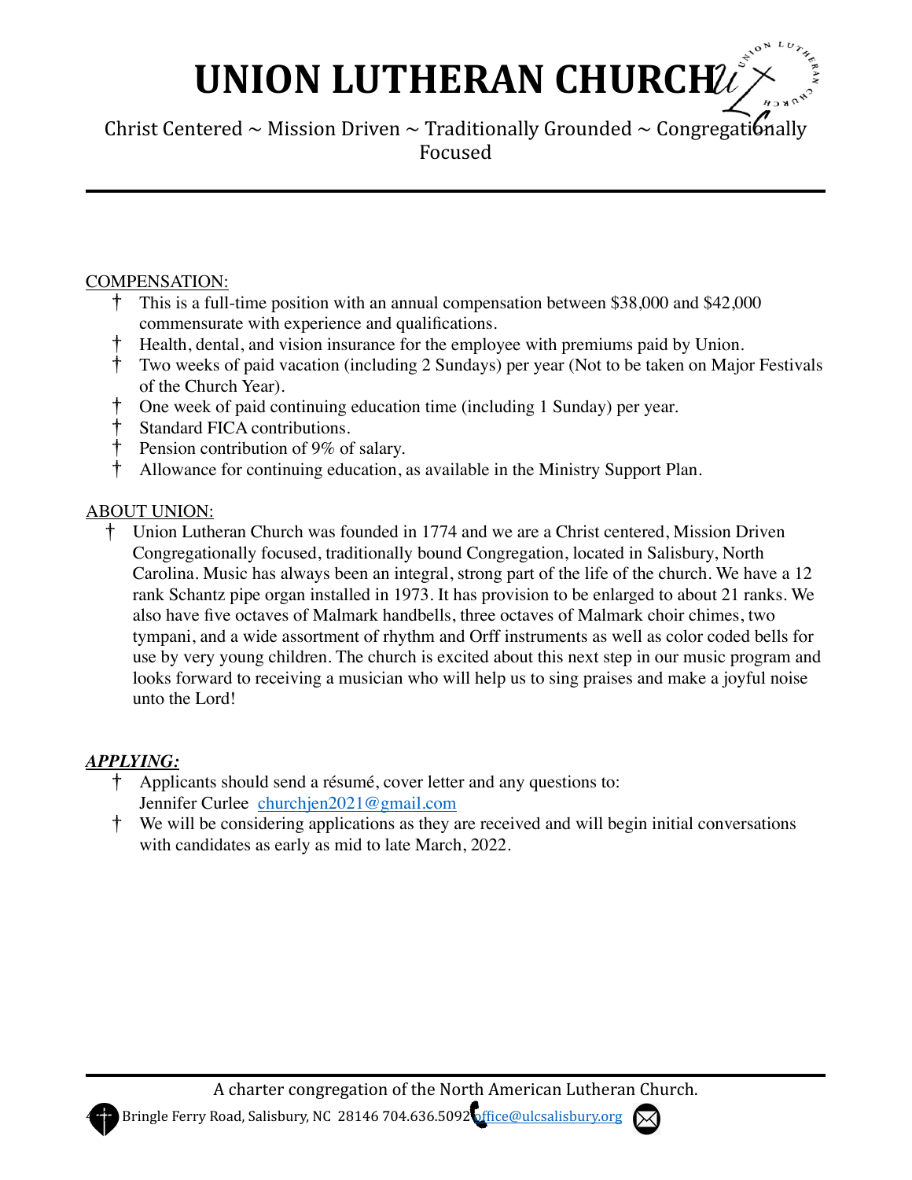# UNION LUTHERAN CHURCH

Christ Centered ~ Mission Driven ~ Traditionally Grounded ~ Congregationally Focused

---

COMPENSATION:

- † This is a full-time position with an annual compensation between $38,000 and $42,000 commensurate with experience and qualifications.
- † Health, dental, and vision insurance for the employee with premiums paid by Union.
- † Two weeks of paid vacation (including 2 Sundays) per year (Not to be taken on Major Festivals of the Church Year).
- † One week of paid continuing education time (including 1 Sunday) per year.
- † Standard FICA contributions.
- † Pension contribution of 9% of salary.
- † Allowance for continuing education, as available in the Ministry Support Plan.

ABOUT UNION:

- † Union Lutheran Church was founded in 1774 and we are a Christ centered, Mission Driven Congregationally focused, traditionally bound Congregation, located in Salisbury, North Carolina. Music has always been an integral, strong part of the life of the church. We have a 12 rank Schantz pipe organ installed in 1973. It has provision to be enlarged to about 21 ranks. We also have five octaves of Malmark handbells, three octaves of Malmark choir chimes, two tympani, and a wide assortment of rhythm and Orff instruments as well as color coded bells for use by very young children. The church is excited about this next step in our music program and looks forward to receiving a musician who will help us to sing praises and make a joyful noise unto the Lord!

***APPLYING:***

- † Applicants should send a résumé, cover letter and any questions to: Jennifer Curlee churchjen2021@gmail.com
- † We will be considering applications as they are received and will begin initial conversations with candidates as early as mid to late March, 2022.

---

A charter congregation of the North American Lutheran Church.

4 Bringle Ferry Road, Salisbury, NC 28146 704.636.5092 office@ulcsalisbury.org